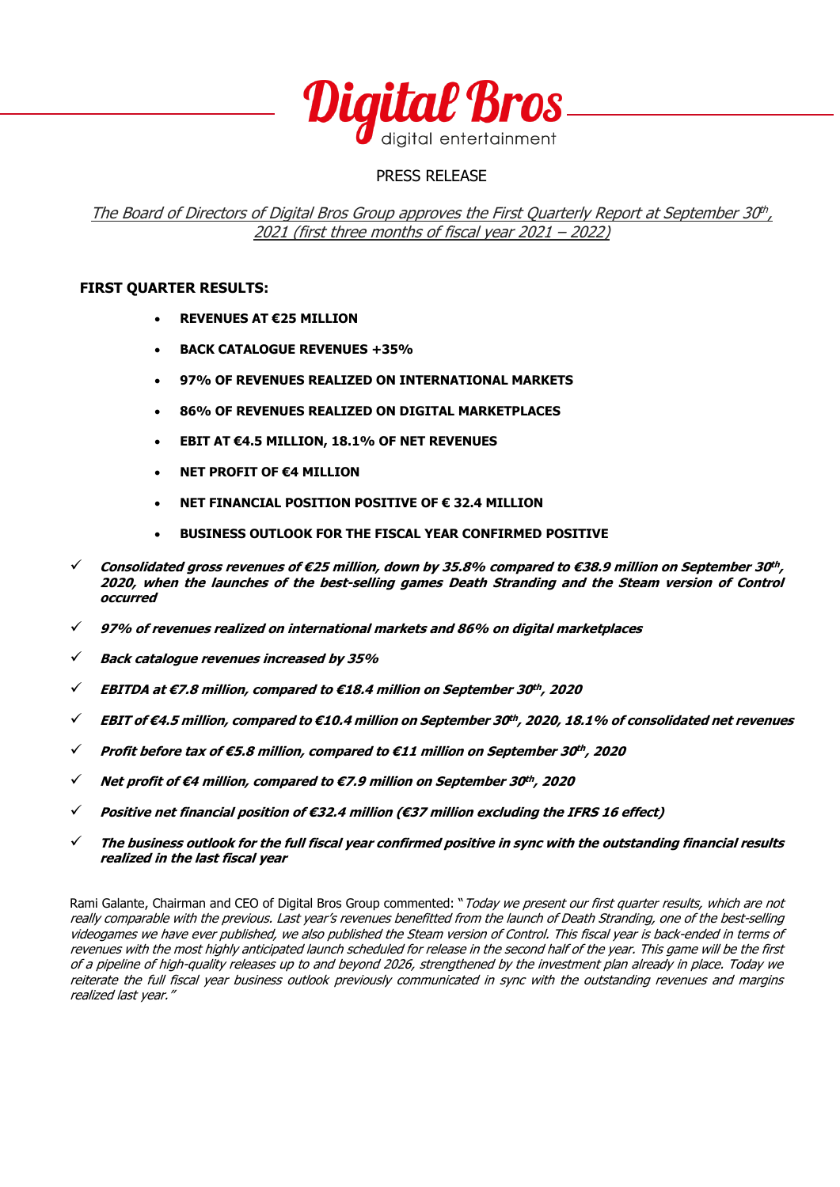**Digital Bros**
digital entertainment

PRESS RELEASE

*The Board of Directors of Digital Bros Group approves the First Quarterly Report at September 30th, 2021 (first three months of fiscal year 2021 – 2022)*

**FIRST QUARTER RESULTS:**

- **REVENUES AT €25 MILLION**
- **BACK CATALOGUE REVENUES +35%**
- **97% OF REVENUES REALIZED ON INTERNATIONAL MARKETS**
- **86% OF REVENUES REALIZED ON DIGITAL MARKETPLACES**
- **EBIT AT €4.5 MILLION, 18.1% OF NET REVENUES**
- **NET PROFIT OF €4 MILLION**
- **NET FINANCIAL POSITION POSITIVE OF € 32.4 MILLION**
- **BUSINESS OUTLOOK FOR THE FISCAL YEAR CONFIRMED POSITIVE**

✓ ***Consolidated gross revenues of €25 million, down by 35.8% compared to €38.9 million on September 30th, 2020, when the launches of the best-selling games Death Stranding and the Steam version of Control occurred***

✓ ***97% of revenues realized on international markets and 86% on digital marketplaces***

✓ ***Back catalogue revenues increased by 35%***

✓ ***EBITDA at €7.8 million, compared to €18.4 million on September 30th, 2020***

✓ ***EBIT of €4.5 million, compared to €10.4 million on September 30th, 2020, 18.1% of consolidated net revenues***

✓ ***Profit before tax of €5.8 million, compared to €11 million on September 30th, 2020***

✓ ***Net profit of €4 million, compared to €7.9 million on September 30th, 2020***

✓ ***Positive net financial position of €32.4 million (€37 million excluding the IFRS 16 effect)***

✓ ***The business outlook for the full fiscal year confirmed positive in sync with the outstanding financial results realized in the last fiscal year***

Rami Galante, Chairman and CEO of Digital Bros Group commented: "*Today we present our first quarter results, which are not really comparable with the previous. Last year's revenues benefitted from the launch of Death Stranding, one of the best-selling videogames we have ever published, we also published the Steam version of Control. This fiscal year is back-ended in terms of revenues with the most highly anticipated launch scheduled for release in the second half of the year. This game will be the first of a pipeline of high-quality releases up to and beyond 2026, strengthened by the investment plan already in place. Today we reiterate the full fiscal year business outlook previously communicated in sync with the outstanding revenues and margins realized last year.*"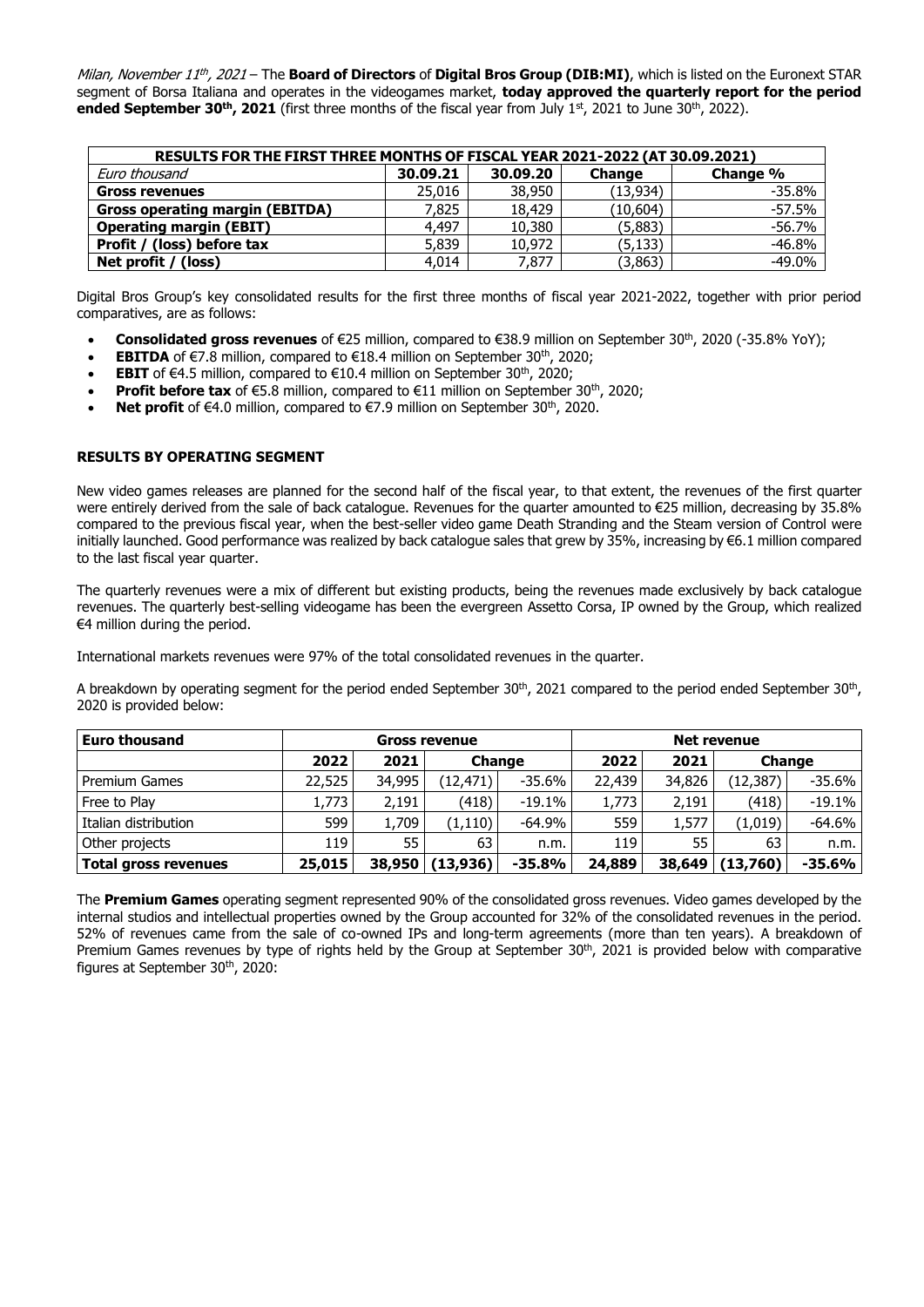*Milan, November 11th, 2021* – The **Board of Directors** of **Digital Bros Group (DIB:MI)**, which is listed on the Euronext STAR segment of Borsa Italiana and operates in the videogames market, **today approved the quarterly report for the period ended September 30th, 2021** (first three months of the fiscal year from July 1st, 2021 to June 30th, 2022).

| RESULTS FOR THE FIRST THREE MONTHS OF FISCAL YEAR 2021-2022 (AT 30.09.2021) | | | | |
|---|---|---|---|---|
| *Euro thousand* | **30.09.21** | **30.09.20** | **Change** | **Change %** |
| **Gross revenues** | 25,016 | 38,950 | (13,934) | -35.8% |
| **Gross operating margin (EBITDA)** | 7,825 | 18,429 | (10,604) | -57.5% |
| **Operating margin (EBIT)** | 4,497 | 10,380 | (5,883) | -56.7% |
| **Profit / (loss) before tax** | 5,839 | 10,972 | (5,133) | -46.8% |
| **Net profit / (loss)** | 4,014 | 7,877 | (3,863) | -49.0% |

Digital Bros Group's key consolidated results for the first three months of fiscal year 2021-2022, together with prior period comparatives, are as follows:

- **Consolidated gross revenues** of €25 million, compared to €38.9 million on September 30th, 2020 (-35.8% YoY);
- **EBITDA** of €7.8 million, compared to €18.4 million on September 30th, 2020;
- **EBIT** of €4.5 million, compared to €10.4 million on September 30th, 2020;
- **Profit before tax** of €5.8 million, compared to €11 million on September 30th, 2020;
- **Net profit** of €4.0 million, compared to €7.9 million on September 30th, 2020.

**RESULTS BY OPERATING SEGMENT**

New video games releases are planned for the second half of the fiscal year, to that extent, the revenues of the first quarter were entirely derived from the sale of back catalogue. Revenues for the quarter amounted to €25 million, decreasing by 35.8% compared to the previous fiscal year, when the best-seller video game Death Stranding and the Steam version of Control were initially launched. Good performance was realized by back catalogue sales that grew by 35%, increasing by €6.1 million compared to the last fiscal year quarter.

The quarterly revenues were a mix of different but existing products, being the revenues made exclusively by back catalogue revenues. The quarterly best-selling videogame has been the evergreen Assetto Corsa, IP owned by the Group, which realized €4 million during the period.

International markets revenues were 97% of the total consolidated revenues in the quarter.

A breakdown by operating segment for the period ended September 30th, 2021 compared to the period ended September 30th, 2020 is provided below:

| **Euro thousand** | **Gross revenue** | | | | **Net revenue** | | | |
|---|---|---|---|---|---|---|---|---|
| | **2022** | **2021** | **Change** | | **2022** | **2021** | **Change** | |
| Premium Games | 22,525 | 34,995 | (12,471) | -35.6% | 22,439 | 34,826 | (12,387) | -35.6% |
| Free to Play | 1,773 | 2,191 | (418) | -19.1% | 1,773 | 2,191 | (418) | -19.1% |
| Italian distribution | 599 | 1,709 | (1,110) | -64.9% | 559 | 1,577 | (1,019) | -64.6% |
| Other projects | 119 | 55 | 63 | n.m. | 119 | 55 | 63 | n.m. |
| **Total gross revenues** | **25,015** | **38,950** | **(13,936)** | **-35.8%** | **24,889** | **38,649** | **(13,760)** | **-35.6%** |

The **Premium Games** operating segment represented 90% of the consolidated gross revenues. Video games developed by the internal studios and intellectual properties owned by the Group accounted for 32% of the consolidated revenues in the period. 52% of revenues came from the sale of co-owned IPs and long-term agreements (more than ten years). A breakdown of Premium Games revenues by type of rights held by the Group at September 30th, 2021 is provided below with comparative figures at September 30th, 2020: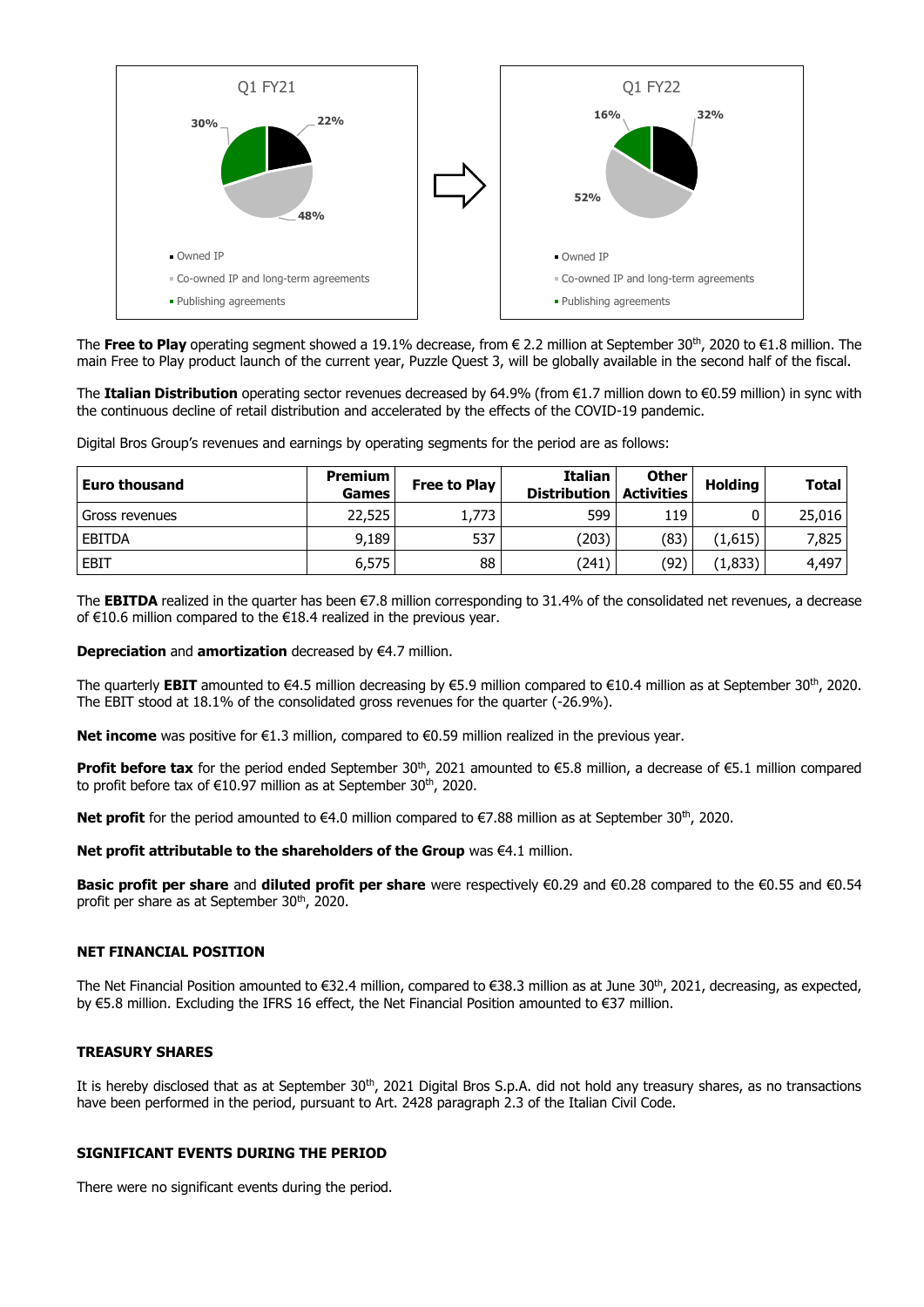Q1 FY21

- Owned IP: 22%
- Co-owned IP and long-term agreements: 48%
- Publishing agreements: 30%

Q1 FY22

- Owned IP: 32%
- Co-owned IP and long-term agreements: 52%
- Publishing agreements: 16%

The **Free to Play** operating segment showed a 19.1% decrease, from € 2.2 million at September 30th, 2020 to €1.8 million. The main Free to Play product launch of the current year, Puzzle Quest 3, will be globally available in the second half of the fiscal.

The **Italian Distribution** operating sector revenues decreased by 64.9% (from €1.7 million down to €0.59 million) in sync with the continuous decline of retail distribution and accelerated by the effects of the COVID-19 pandemic.

Digital Bros Group's revenues and earnings by operating segments for the period are as follows:

| Euro thousand | Premium Games | Free to Play | Italian Distribution | Other Activities | Holding | Total |
|---|---|---|---|---|---|---|
| Gross revenues | 22,525 | 1,773 | 599 | 119 | 0 | 25,016 |
| EBITDA | 9,189 | 537 | (203) | (83) | (1,615) | 7,825 |
| EBIT | 6,575 | 88 | (241) | (92) | (1,833) | 4,497 |

The **EBITDA** realized in the quarter has been €7.8 million corresponding to 31.4% of the consolidated net revenues, a decrease of €10.6 million compared to the €18.4 realized in the previous year.

**Depreciation** and **amortization** decreased by €4.7 million.

The quarterly **EBIT** amounted to €4.5 million decreasing by €5.9 million compared to €10.4 million as at September 30th, 2020. The EBIT stood at 18.1% of the consolidated gross revenues for the quarter (-26.9%).

**Net income** was positive for €1.3 million, compared to €0.59 million realized in the previous year.

**Profit before tax** for the period ended September 30th, 2021 amounted to €5.8 million, a decrease of €5.1 million compared to profit before tax of €10.97 million as at September 30th, 2020.

**Net profit** for the period amounted to €4.0 million compared to €7.88 million as at September 30th, 2020.

**Net profit attributable to the shareholders of the Group** was €4.1 million.

**Basic profit per share** and **diluted profit per share** were respectively €0.29 and €0.28 compared to the €0.55 and €0.54 profit per share as at September 30th, 2020.

## NET FINANCIAL POSITION

The Net Financial Position amounted to €32.4 million, compared to €38.3 million as at June 30th, 2021, decreasing, as expected, by €5.8 million. Excluding the IFRS 16 effect, the Net Financial Position amounted to €37 million.

## TREASURY SHARES

It is hereby disclosed that as at September 30th, 2021 Digital Bros S.p.A. did not hold any treasury shares, as no transactions have been performed in the period, pursuant to Art. 2428 paragraph 2.3 of the Italian Civil Code.

## SIGNIFICANT EVENTS DURING THE PERIOD

There were no significant events during the period.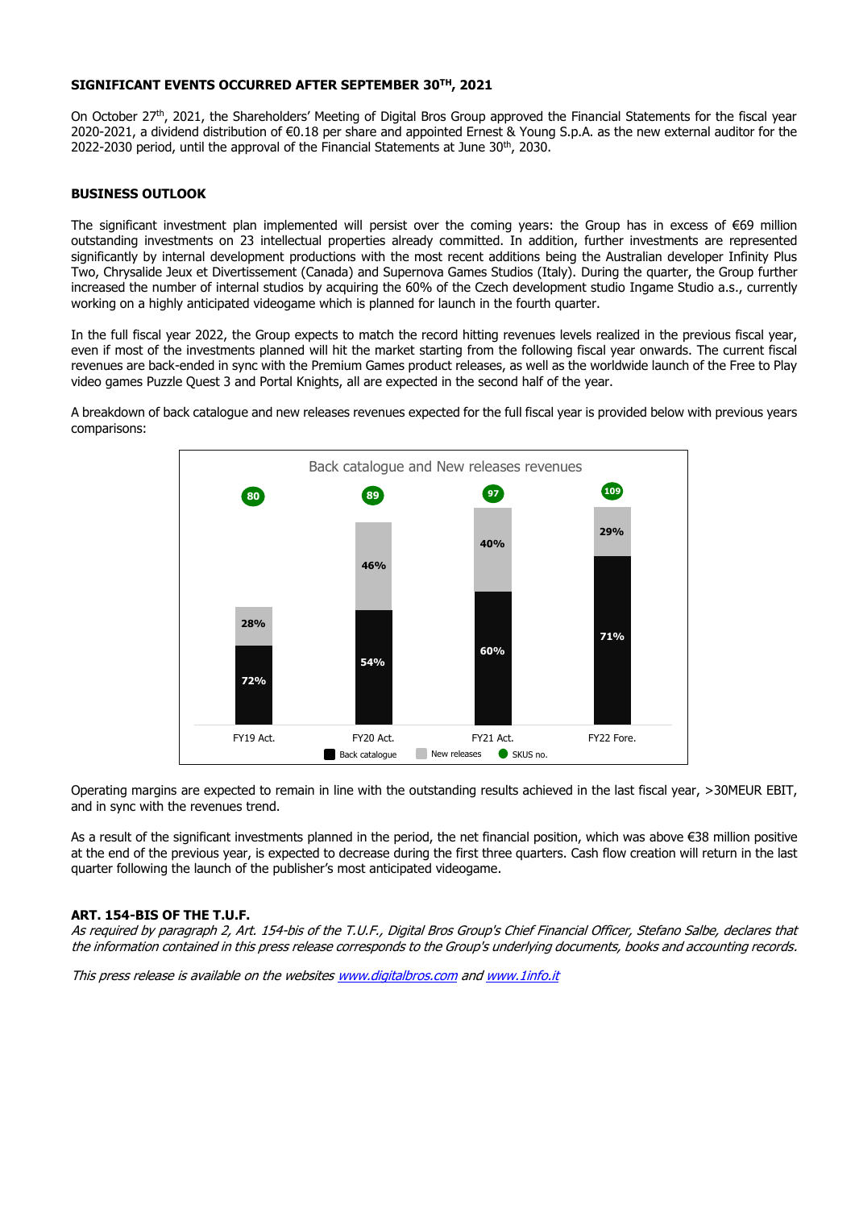## SIGNIFICANT EVENTS OCCURRED AFTER SEPTEMBER 30TH, 2021

On October 27th, 2021, the Shareholders' Meeting of Digital Bros Group approved the Financial Statements for the fiscal year 2020-2021, a dividend distribution of €0.18 per share and appointed Ernest & Young S.p.A. as the new external auditor for the 2022-2030 period, until the approval of the Financial Statements at June 30th, 2030.

## BUSINESS OUTLOOK

The significant investment plan implemented will persist over the coming years: the Group has in excess of €69 million outstanding investments on 23 intellectual properties already committed. In addition, further investments are represented significantly by internal development productions with the most recent additions being the Australian developer Infinity Plus Two, Chrysalide Jeux et Divertissement (Canada) and Supernova Games Studios (Italy). During the quarter, the Group further increased the number of internal studios by acquiring the 60% of the Czech development studio Ingame Studio a.s., currently working on a highly anticipated videogame which is planned for launch in the fourth quarter.

In the full fiscal year 2022, the Group expects to match the record hitting revenues levels realized in the previous fiscal year, even if most of the investments planned will hit the market starting from the following fiscal year onwards. The current fiscal revenues are back-ended in sync with the Premium Games product releases, as well as the worldwide launch of the Free to Play video games Puzzle Quest 3 and Portal Knights, all are expected in the second half of the year.

A breakdown of back catalogue and new releases revenues expected for the full fiscal year is provided below with previous years comparisons:

**Back catalogue and New releases revenues**

| | FY19 Act. | FY20 Act. | FY21 Act. | FY22 Fore. |
|---|---|---|---|---|
| SKUS no. | 80 | 89 | 97 | 109 |
| New releases | 28% | 46% | 40% | 29% |
| Back catalogue | 72% | 54% | 60% | 71% |

Operating margins are expected to remain in line with the outstanding results achieved in the last fiscal year, >30MEUR EBIT, and in sync with the revenues trend.

As a result of the significant investments planned in the period, the net financial position, which was above €38 million positive at the end of the previous year, is expected to decrease during the first three quarters. Cash flow creation will return in the last quarter following the launch of the publisher's most anticipated videogame.

## ART. 154-BIS OF THE T.U.F.

*As required by paragraph 2, Art. 154-bis of the T.U.F., Digital Bros Group's Chief Financial Officer, Stefano Salbe, declares that the information contained in this press release corresponds to the Group's underlying documents, books and accounting records.*

*This press release is available on the websites www.digitalbros.com and www.1info.it*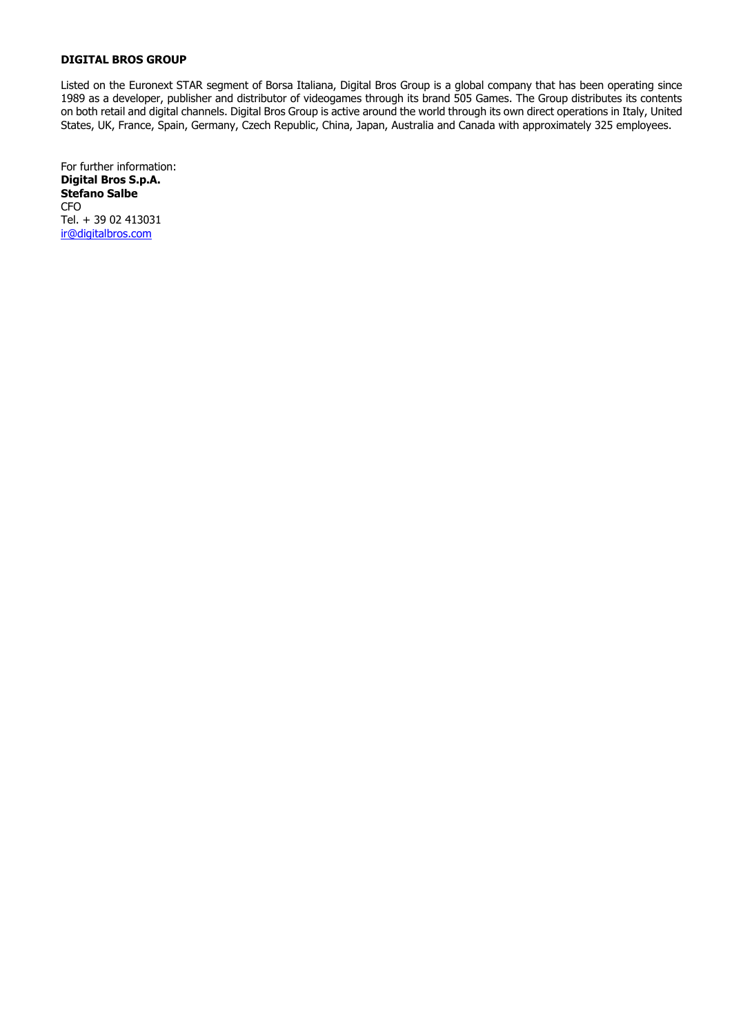**DIGITAL BROS GROUP**

Listed on the Euronext STAR segment of Borsa Italiana, Digital Bros Group is a global company that has been operating since 1989 as a developer, publisher and distributor of videogames through its brand 505 Games. The Group distributes its contents on both retail and digital channels. Digital Bros Group is active around the world through its own direct operations in Italy, United States, UK, France, Spain, Germany, Czech Republic, China, Japan, Australia and Canada with approximately 325 employees.

For further information:
**Digital Bros S.p.A.**
**Stefano Salbe**
CFO
Tel. + 39 02 413031
ir@digitalbros.com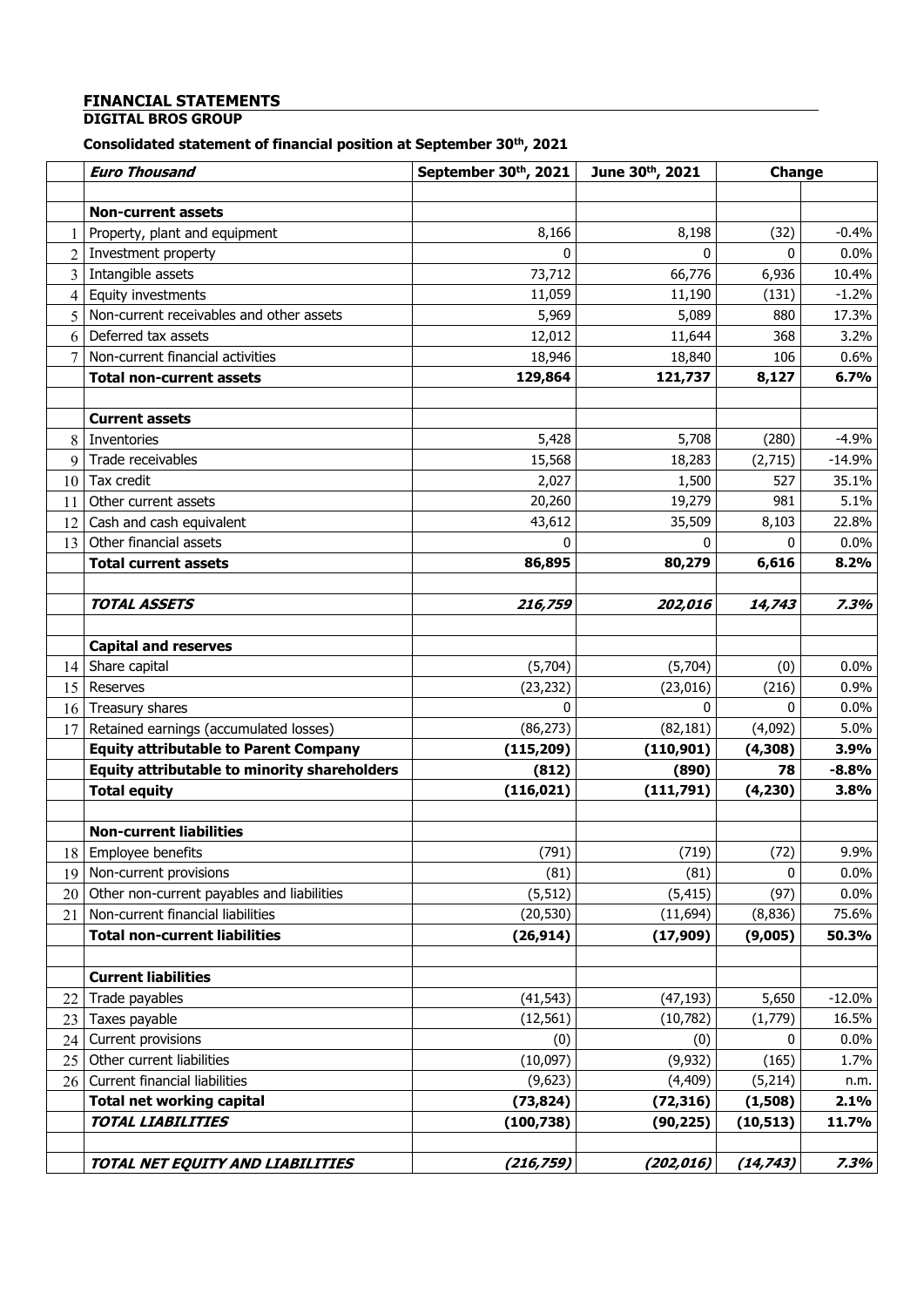## FINANCIAL STATEMENTS

### DIGITAL BROS GROUP

**Consolidated statement of financial position at September 30th, 2021**

| | *Euro Thousand* | September 30th, 2021 | June 30th, 2021 | Change | |
|---|---|---|---|---|---|
| | | | | | |
| | **Non-current assets** | | | | |
| 1 | Property, plant and equipment | 8,166 | 8,198 | (32) | -0.4% |
| 2 | Investment property | 0 | 0 | 0 | 0.0% |
| 3 | Intangible assets | 73,712 | 66,776 | 6,936 | 10.4% |
| 4 | Equity investments | 11,059 | 11,190 | (131) | -1.2% |
| 5 | Non-current receivables and other assets | 5,969 | 5,089 | 880 | 17.3% |
| 6 | Deferred tax assets | 12,012 | 11,644 | 368 | 3.2% |
| 7 | Non-current financial activities | 18,946 | 18,840 | 106 | 0.6% |
| | **Total non-current assets** | **129,864** | **121,737** | **8,127** | **6.7%** |
| | | | | | |
| | **Current assets** | | | | |
| 8 | Inventories | 5,428 | 5,708 | (280) | -4.9% |
| 9 | Trade receivables | 15,568 | 18,283 | (2,715) | -14.9% |
| 10 | Tax credit | 2,027 | 1,500 | 527 | 35.1% |
| 11 | Other current assets | 20,260 | 19,279 | 981 | 5.1% |
| 12 | Cash and cash equivalent | 43,612 | 35,509 | 8,103 | 22.8% |
| 13 | Other financial assets | 0 | 0 | 0 | 0.0% |
| | **Total current assets** | **86,895** | **80,279** | **6,616** | **8.2%** |
| | | | | | |
| | ***TOTAL ASSETS*** | ***216,759*** | ***202,016*** | ***14,743*** | ***7.3%*** |
| | | | | | |
| | **Capital and reserves** | | | | |
| 14 | Share capital | (5,704) | (5,704) | (0) | 0.0% |
| 15 | Reserves | (23,232) | (23,016) | (216) | 0.9% |
| 16 | Treasury shares | 0 | 0 | 0 | 0.0% |
| 17 | Retained earnings (accumulated losses) | (86,273) | (82,181) | (4,092) | 5.0% |
| | **Equity attributable to Parent Company** | **(115,209)** | **(110,901)** | **(4,308)** | **3.9%** |
| | **Equity attributable to minority shareholders** | **(812)** | **(890)** | **78** | **-8.8%** |
| | **Total equity** | **(116,021)** | **(111,791)** | **(4,230)** | **3.8%** |
| | | | | | |
| | **Non-current liabilities** | | | | |
| 18 | Employee benefits | (791) | (719) | (72) | 9.9% |
| 19 | Non-current provisions | (81) | (81) | 0 | 0.0% |
| 20 | Other non-current payables and liabilities | (5,512) | (5,415) | (97) | 0.0% |
| 21 | Non-current financial liabilities | (20,530) | (11,694) | (8,836) | 75.6% |
| | **Total non-current liabilities** | **(26,914)** | **(17,909)** | **(9,005)** | **50.3%** |
| | | | | | |
| | **Current liabilities** | | | | |
| 22 | Trade payables | (41,543) | (47,193) | 5,650 | -12.0% |
| 23 | Taxes payable | (12,561) | (10,782) | (1,779) | 16.5% |
| 24 | Current provisions | (0) | (0) | 0 | 0.0% |
| 25 | Other current liabilities | (10,097) | (9,932) | (165) | 1.7% |
| 26 | Current financial liabilities | (9,623) | (4,409) | (5,214) | n.m. |
| | **Total net working capital** | **(73,824)** | **(72,316)** | **(1,508)** | **2.1%** |
| | ***TOTAL LIABILITIES*** | **(100,738)** | **(90,225)** | **(10,513)** | **11.7%** |
| | | | | | |
| | ***TOTAL NET EQUITY AND LIABILITIES*** | ***(216,759)*** | ***(202,016)*** | ***(14,743)*** | ***7.3%*** |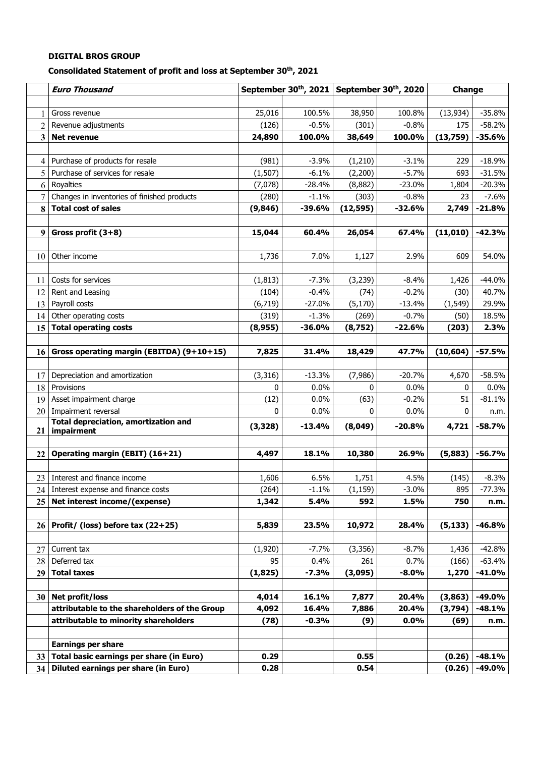**DIGITAL BROS GROUP**

**Consolidated Statement of profit and loss at September 30th, 2021**

| | ***Euro Thousand*** | **September 30th, 2021** | | **September 30th, 2020** | | **Change** | |
|---|---|---|---|---|---|---|---|
| 1 | Gross revenue | 25,016 | 100.5% | 38,950 | 100.8% | (13,934) | -35.8% |
| 2 | Revenue adjustments | (126) | -0.5% | (301) | -0.8% | 175 | -58.2% |
| **3** | **Net revenue** | **24,890** | **100.0%** | **38,649** | **100.0%** | **(13,759)** | **-35.6%** |
| | | | | | | | |
| 4 | Purchase of products for resale | (981) | -3.9% | (1,210) | -3.1% | 229 | -18.9% |
| 5 | Purchase of services for resale | (1,507) | -6.1% | (2,200) | -5.7% | 693 | -31.5% |
| 6 | Royalties | (7,078) | -28.4% | (8,882) | -23.0% | 1,804 | -20.3% |
| 7 | Changes in inventories of finished products | (280) | -1.1% | (303) | -0.8% | 23 | -7.6% |
| **8** | **Total cost of sales** | **(9,846)** | **-39.6%** | **(12,595)** | **-32.6%** | **2,749** | **-21.8%** |
| | | | | | | | |
| **9** | **Gross profit (3+8)** | **15,044** | **60.4%** | **26,054** | **67.4%** | **(11,010)** | **-42.3%** |
| | | | | | | | |
| 10 | Other income | 1,736 | 7.0% | 1,127 | 2.9% | 609 | 54.0% |
| | | | | | | | |
| 11 | Costs for services | (1,813) | -7.3% | (3,239) | -8.4% | 1,426 | -44.0% |
| 12 | Rent and Leasing | (104) | -0.4% | (74) | -0.2% | (30) | 40.7% |
| 13 | Payroll costs | (6,719) | -27.0% | (5,170) | -13.4% | (1,549) | 29.9% |
| 14 | Other operating costs | (319) | -1.3% | (269) | -0.7% | (50) | 18.5% |
| **15** | **Total operating costs** | **(8,955)** | **-36.0%** | **(8,752)** | **-22.6%** | **(203)** | **2.3%** |
| | | | | | | | |
| **16** | **Gross operating margin (EBITDA) (9+10+15)** | **7,825** | **31.4%** | **18,429** | **47.7%** | **(10,604)** | **-57.5%** |
| | | | | | | | |
| 17 | Depreciation and amortization | (3,316) | -13.3% | (7,986) | -20.7% | 4,670 | -58.5% |
| 18 | Provisions | 0 | 0.0% | 0 | 0.0% | 0 | 0.0% |
| 19 | Asset impairment charge | (12) | 0.0% | (63) | -0.2% | 51 | -81.1% |
| 20 | Impairment reversal | 0 | 0.0% | 0 | 0.0% | 0 | n.m. |
| **21** | **Total depreciation, amortization and impairment** | **(3,328)** | **-13.4%** | **(8,049)** | **-20.8%** | **4,721** | **-58.7%** |
| | | | | | | | |
| **22** | **Operating margin (EBIT) (16+21)** | **4,497** | **18.1%** | **10,380** | **26.9%** | **(5,883)** | **-56.7%** |
| | | | | | | | |
| 23 | Interest and finance income | 1,606 | 6.5% | 1,751 | 4.5% | (145) | -8.3% |
| 24 | Interest expense and finance costs | (264) | -1.1% | (1,159) | -3.0% | 895 | -77.3% |
| **25** | **Net interest income/(expense)** | **1,342** | **5.4%** | **592** | **1.5%** | **750** | **n.m.** |
| | | | | | | | |
| **26** | **Profit/ (loss) before tax (22+25)** | **5,839** | **23.5%** | **10,972** | **28.4%** | **(5,133)** | **-46.8%** |
| | | | | | | | |
| 27 | Current tax | (1,920) | -7.7% | (3,356) | -8.7% | 1,436 | -42.8% |
| 28 | Deferred tax | 95 | 0.4% | 261 | 0.7% | (166) | -63.4% |
| **29** | **Total taxes** | **(1,825)** | **-7.3%** | **(3,095)** | **-8.0%** | **1,270** | **-41.0%** |
| | | | | | | | |
| **30** | **Net profit/loss** | **4,014** | **16.1%** | **7,877** | **20.4%** | **(3,863)** | **-49.0%** |
| | **attributable to the shareholders of the Group** | **4,092** | **16.4%** | **7,886** | **20.4%** | **(3,794)** | **-48.1%** |
| | **attributable to minority shareholders** | **(78)** | **-0.3%** | **(9)** | **0.0%** | **(69)** | **n.m.** |
| | | | | | | | |
| | **Earnings per share** | | | | | | |
| **33** | **Total basic earnings per share (in Euro)** | **0.29** | | **0.55** | | **(0.26)** | **-48.1%** |
| **34** | **Diluted earnings per share (in Euro)** | **0.28** | | **0.54** | | **(0.26)** | **-49.0%** |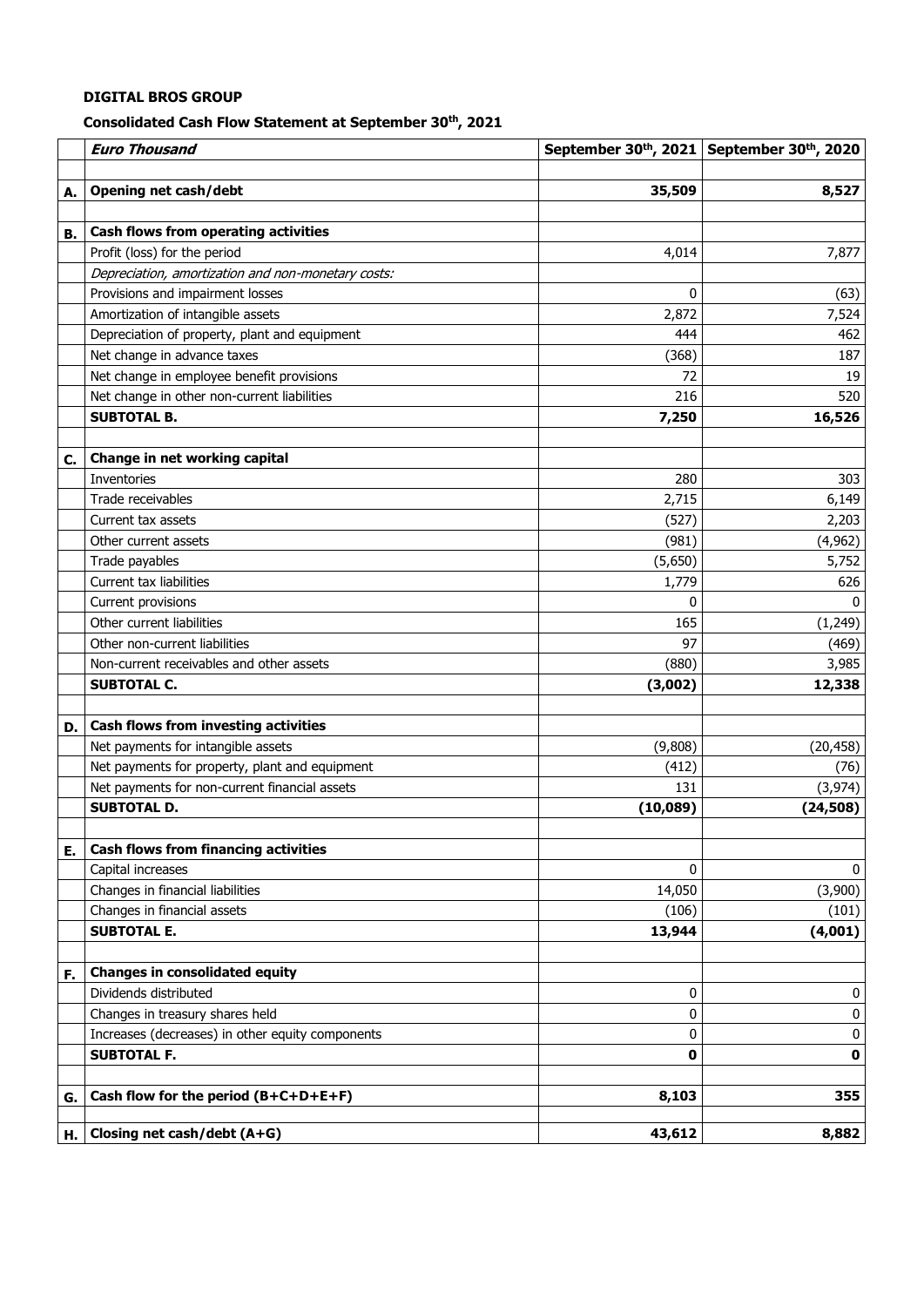**DIGITAL BROS GROUP**

**Consolidated Cash Flow Statement at September 30th, 2021**

| | *Euro Thousand* | September 30th, 2021 | September 30th, 2020 |
|---|---|---|---|
| **A.** | **Opening net cash/debt** | **35,509** | **8,527** |
| **B.** | **Cash flows from operating activities** | | |
| | Profit (loss) for the period | 4,014 | 7,877 |
| | *Depreciation, amortization and non-monetary costs:* | | |
| | Provisions and impairment losses | 0 | (63) |
| | Amortization of intangible assets | 2,872 | 7,524 |
| | Depreciation of property, plant and equipment | 444 | 462 |
| | Net change in advance taxes | (368) | 187 |
| | Net change in employee benefit provisions | 72 | 19 |
| | Net change in other non-current liabilities | 216 | 520 |
| | **SUBTOTAL B.** | **7,250** | **16,526** |
| **C.** | **Change in net working capital** | | |
| | Inventories | 280 | 303 |
| | Trade receivables | 2,715 | 6,149 |
| | Current tax assets | (527) | 2,203 |
| | Other current assets | (981) | (4,962) |
| | Trade payables | (5,650) | 5,752 |
| | Current tax liabilities | 1,779 | 626 |
| | Current provisions | 0 | 0 |
| | Other current liabilities | 165 | (1,249) |
| | Other non-current liabilities | 97 | (469) |
| | Non-current receivables and other assets | (880) | 3,985 |
| | **SUBTOTAL C.** | **(3,002)** | **12,338** |
| **D.** | **Cash flows from investing activities** | | |
| | Net payments for intangible assets | (9,808) | (20,458) |
| | Net payments for property, plant and equipment | (412) | (76) |
| | Net payments for non-current financial assets | 131 | (3,974) |
| | **SUBTOTAL D.** | **(10,089)** | **(24,508)** |
| **E.** | **Cash flows from financing activities** | | |
| | Capital increases | 0 | 0 |
| | Changes in financial liabilities | 14,050 | (3,900) |
| | Changes in financial assets | (106) | (101) |
| | **SUBTOTAL E.** | **13,944** | **(4,001)** |
| **F.** | **Changes in consolidated equity** | | |
| | Dividends distributed | 0 | 0 |
| | Changes in treasury shares held | 0 | 0 |
| | Increases (decreases) in other equity components | 0 | 0 |
| | **SUBTOTAL F.** | **0** | **0** |
| **G.** | **Cash flow for the period (B+C+D+E+F)** | **8,103** | **355** |
| **H.** | **Closing net cash/debt (A+G)** | **43,612** | **8,882** |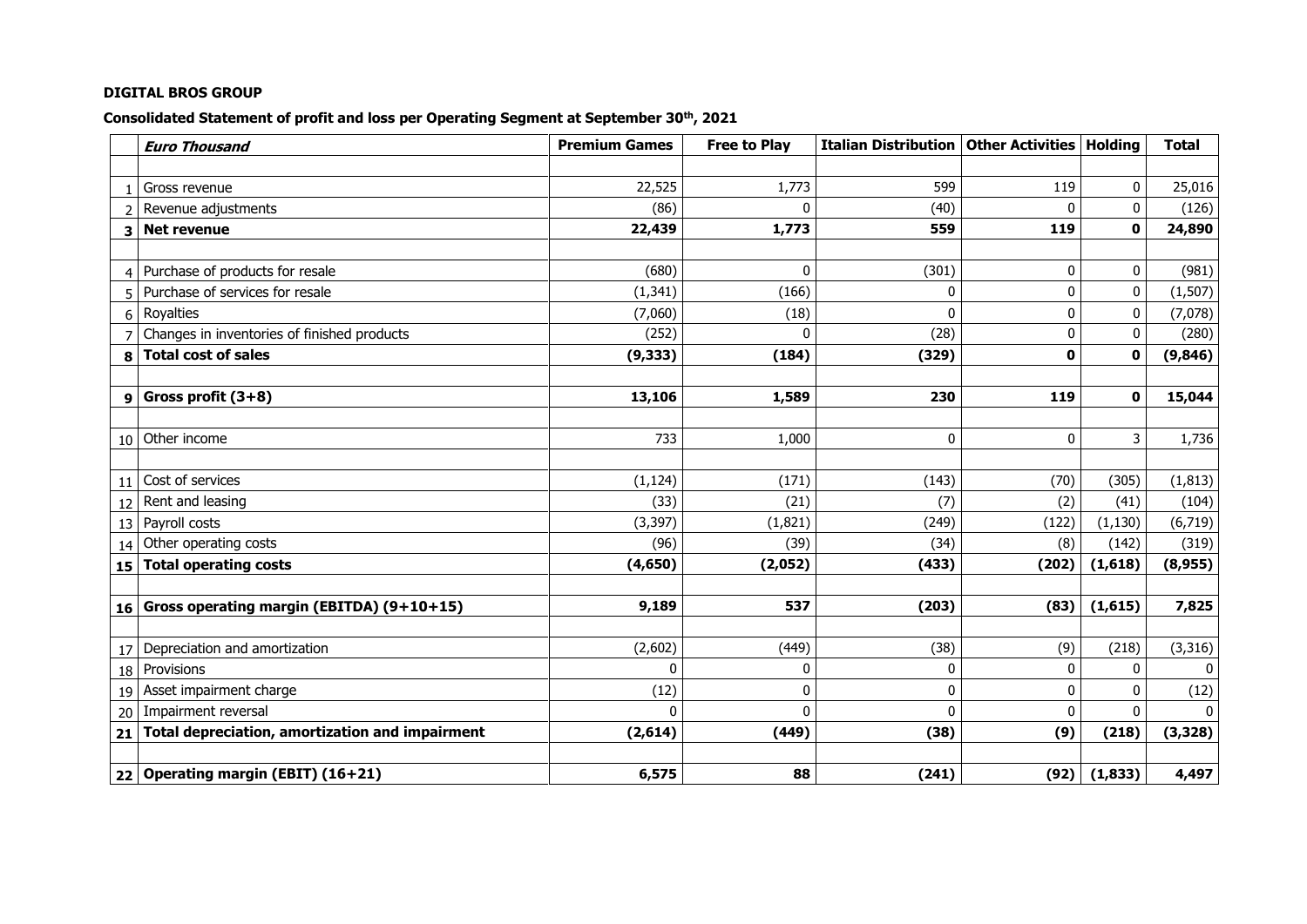**DIGITAL BROS GROUP**

**Consolidated Statement of profit and loss per Operating Segment at September 30th, 2021**

| | *Euro Thousand* | Premium Games | Free to Play | Italian Distribution | Other Activities | Holding | Total |
|---|---|---|---|---|---|---|---|
| | | | | | | | |
| 1 | Gross revenue | 22,525 | 1,773 | 599 | 119 | 0 | 25,016 |
| 2 | Revenue adjustments | (86) | 0 | (40) | 0 | 0 | (126) |
| **3** | **Net revenue** | **22,439** | **1,773** | **559** | **119** | **0** | **24,890** |
| | | | | | | | |
| 4 | Purchase of products for resale | (680) | 0 | (301) | 0 | 0 | (981) |
| 5 | Purchase of services for resale | (1,341) | (166) | 0 | 0 | 0 | (1,507) |
| 6 | Royalties | (7,060) | (18) | 0 | 0 | 0 | (7,078) |
| 7 | Changes in inventories of finished products | (252) | 0 | (28) | 0 | 0 | (280) |
| **8** | **Total cost of sales** | **(9,333)** | **(184)** | **(329)** | **0** | **0** | **(9,846)** |
| | | | | | | | |
| **9** | **Gross profit (3+8)** | **13,106** | **1,589** | **230** | **119** | **0** | **15,044** |
| | | | | | | | |
| 10 | Other income | 733 | 1,000 | 0 | 0 | 3 | 1,736 |
| | | | | | | | |
| 11 | Cost of services | (1,124) | (171) | (143) | (70) | (305) | (1,813) |
| 12 | Rent and leasing | (33) | (21) | (7) | (2) | (41) | (104) |
| 13 | Payroll costs | (3,397) | (1,821) | (249) | (122) | (1,130) | (6,719) |
| 14 | Other operating costs | (96) | (39) | (34) | (8) | (142) | (319) |
| **15** | **Total operating costs** | **(4,650)** | **(2,052)** | **(433)** | **(202)** | **(1,618)** | **(8,955)** |
| | | | | | | | |
| **16** | **Gross operating margin (EBITDA) (9+10+15)** | **9,189** | **537** | **(203)** | **(83)** | **(1,615)** | **7,825** |
| | | | | | | | |
| 17 | Depreciation and amortization | (2,602) | (449) | (38) | (9) | (218) | (3,316) |
| 18 | Provisions | 0 | 0 | 0 | 0 | 0 | 0 |
| 19 | Asset impairment charge | (12) | 0 | 0 | 0 | 0 | (12) |
| 20 | Impairment reversal | 0 | 0 | 0 | 0 | 0 | 0 |
| **21** | **Total depreciation, amortization and impairment** | **(2,614)** | **(449)** | **(38)** | **(9)** | **(218)** | **(3,328)** |
| | | | | | | | |
| **22** | **Operating margin (EBIT) (16+21)** | **6,575** | **88** | **(241)** | **(92)** | **(1,833)** | **4,497** |